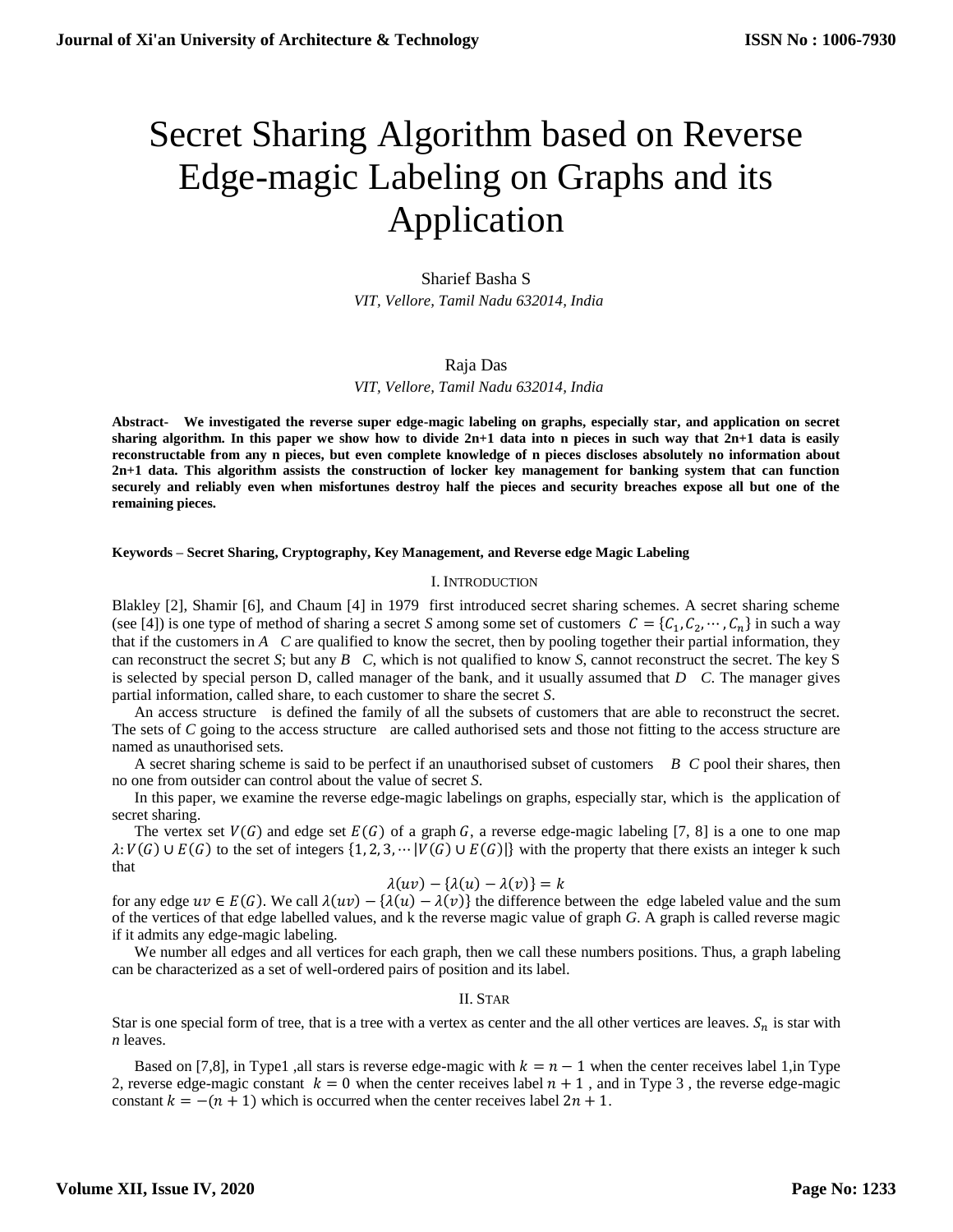# Secret Sharing Algorithm based on Reverse Edge-magic Labeling on Graphs and its Application

Sharief Basha S

*VIT, Vellore, Tamil Nadu 632014, India*

Raja Das

*VIT, Vellore, Tamil Nadu 632014, India*

**Abstract- We investigated the reverse super edge-magic labeling on graphs, especially star, and application on secret sharing algorithm. In this paper we show how to divide 2n+1 data into n pieces in such way that 2n+1 data is easily reconstructable from any n pieces, but even complete knowledge of n pieces discloses absolutely no information about 2n+1 data. This algorithm assists the construction of locker key management for banking system that can function securely and reliably even when misfortunes destroy half the pieces and security breaches expose all but one of the remaining pieces.**

**Keywords – Secret Sharing, Cryptography, Key Management, and Reverse edge Magic Labeling**

## I. Introduction

Blakley [2], Shamir [6], and Chaum [4] in 1979 first introduced secret sharing schemes. A secret sharing scheme (see [4]) is one type of method of sharing a secret *S* among some set of customers $C = \{C_1, C_2, \cdots, C_n\}$ in such a way that if the customers in *A* *C* are qualified to know the secret, then by pooling together their partial information, they can reconstruct the secret *S*; but any *B* *C*, which is not qualified to know *S*, cannot reconstruct the secret. The key S is selected by special person D, called manager of the bank, and it usually assumed that *D* *C*. The manager gives partial information, called share, to each customer to share the secret *S*.

An access structure is defined the family of all the subsets of customers that are able to reconstruct the secret. The sets of *C* going to the access structure are called authorised sets and those not fitting to the access structure are named as unauthorised sets.

A secret sharing scheme is said to be perfect if an unauthorised subset of customers *B* *C* pool their shares, then no one from outsider can control about the value of secret *S*.

In this paper, we examine the reverse edge-magic labelings on graphs, especially star, which is the application of secret sharing.

The vertex set $V(G)$ and edge set $E(G)$ of a graph $G$, a reverse edge-magic labeling [7, 8] is a one to one map $\lambda: V(G) \cup E(G)$ to the set of integers $\{1, 2, 3, \cdots |V(G) \cup E(G)|\}$ with the property that there exists an integer k such that

$$\lambda(uv) - \{\lambda(u) - \lambda(v)\} = k$$

for any edge $uv \in E(G)$. We call $\lambda(uv) - \{\lambda(u) - \lambda(v)\}$ the difference between the edge labeled value and the sum of the vertices of that edge labelled values, and k the reverse magic value of graph *G*. A graph is called reverse magic if it admits any edge-magic labeling.

We number all edges and all vertices for each graph, then we call these numbers positions. Thus, a graph labeling can be characterized as a set of well-ordered pairs of position and its label.

## II. Star

Star is one special form of tree, that is a tree with a vertex as center and the all other vertices are leaves. $S_n$ is star with *n* leaves.

Based on [7,8], in Type1 ,all stars is reverse edge-magic with $k = n - 1$ when the center receives label 1,in Type 2, reverse edge-magic constant $k = 0$ when the center receives label $n + 1$ , and in Type 3 , the reverse edge-magic constant $k = -(n + 1)$ which is occurred when the center receives label $2n + 1$.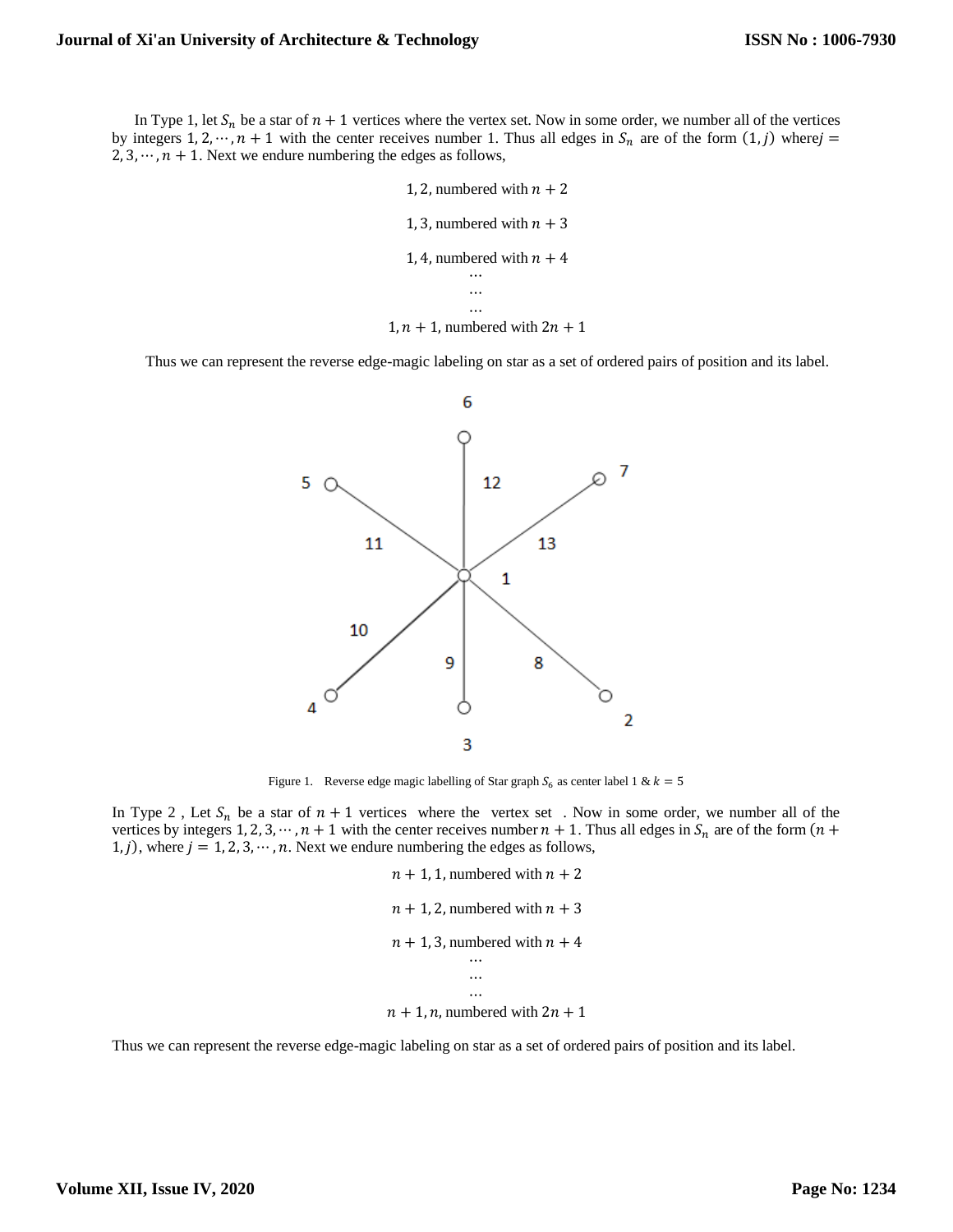In Type 1, let $S_n$ be a star of $n + 1$ vertices where the vertex set. Now in some order, we number all of the vertices by integers $1, 2, \cdots, n + 1$ with the center receives number 1. Thus all edges in $S_n$ are of the form $(1, j)$ where $j = 2, 3, \cdots, n + 1$. Next we endure numbering the edges as follows,

$$1, 2, \text{ numbered with } n + 2$$

$$1, 3, \text{ numbered with } n + 3$$

$$1, 4, \text{ numbered with } n + 4$$

$$\cdots$$

$$\cdots$$

$$\cdots$$

$$1, n + 1, \text{ numbered with } 2n + 1$$

Thus we can represent the reverse edge-magic labeling on star as a set of ordered pairs of position and its label.

Figure 1. Reverse edge magic labelling of Star graph $S_6$ as center label 1 & $k = 5$

In Type 2 , Let $S_n$ be a star of $n + 1$ vertices where the vertex set . Now in some order, we number all of the vertices by integers $1, 2, 3, \cdots, n + 1$ with the center receives number $n + 1$. Thus all edges in $S_n$ are of the form $(n + 1, j)$, where $j = 1, 2, 3, \cdots, n$. Next we endure numbering the edges as follows,

$$n + 1, 1, \text{ numbered with } n + 2$$

$$n + 1, 2, \text{ numbered with } n + 3$$

$$n + 1, 3, \text{ numbered with } n + 4$$

$$\cdots$$

$$\cdots$$

$$\cdots$$

$$n + 1, n, \text{ numbered with } 2n + 1$$

Thus we can represent the reverse edge-magic labeling on star as a set of ordered pairs of position and its label.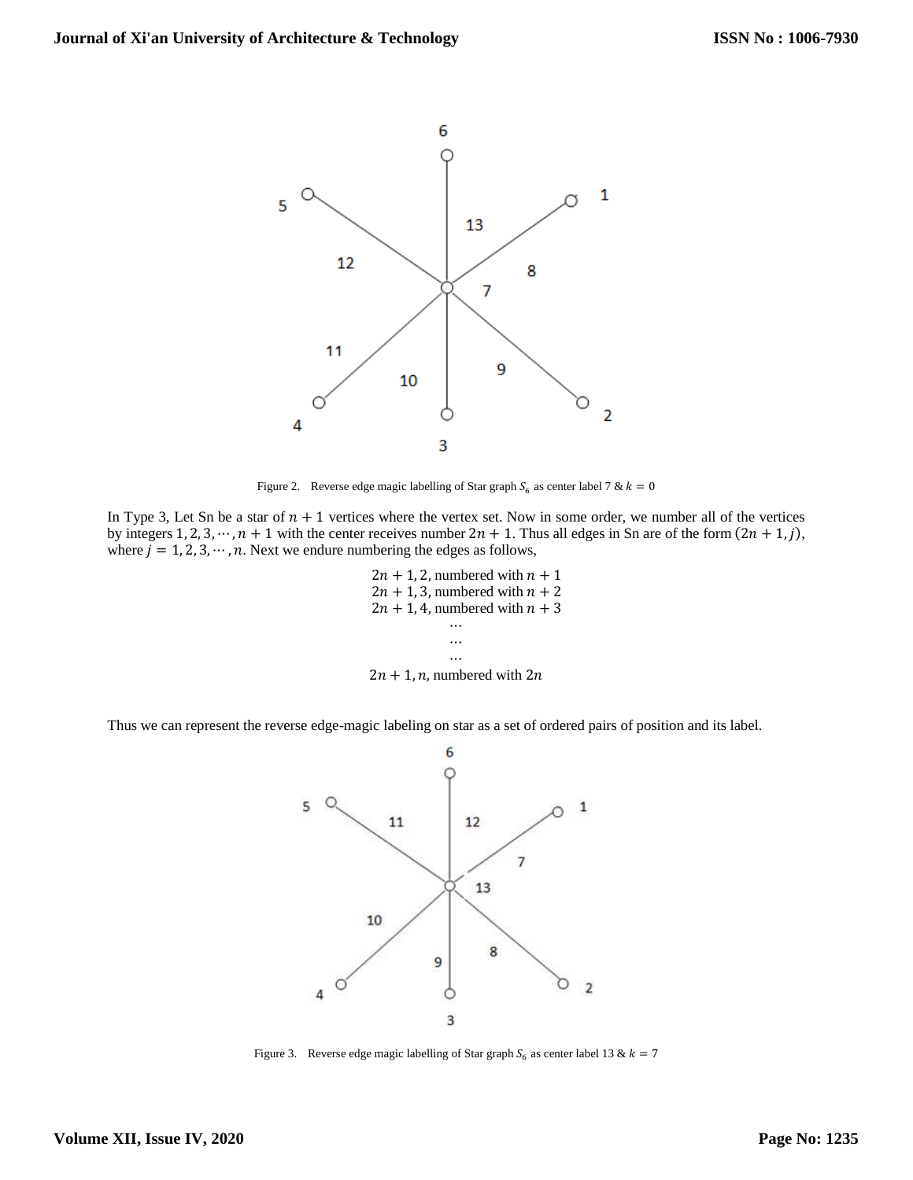Figure 2.  Reverse edge magic labelling of Star graph $S_6$ as center label 7 & $k = 0$

In Type 3, Let Sn be a star of $n + 1$ vertices where the vertex set. Now in some order, we number all of the vertices by integers $1, 2, 3, \cdots, n + 1$ with the center receives number $2n + 1$. Thus all edges in Sn are of the form $(2n + 1, j)$, where $j = 1, 2, 3, \cdots, n$. Next we endure numbering the edges as follows,

$$2n + 1, 2, \text{ numbered with } n + 1$$
$$2n + 1, 3, \text{ numbered with } n + 2$$
$$2n + 1, 4, \text{ numbered with } n + 3$$
$$\cdots$$
$$\cdots$$
$$\cdots$$
$$2n + 1, n, \text{ numbered with } 2n$$

Thus we can represent the reverse edge-magic labeling on star as a set of ordered pairs of position and its label.

Figure 3.  Reverse edge magic labelling of Star graph $S_6$ as center label 13 & $k = 7$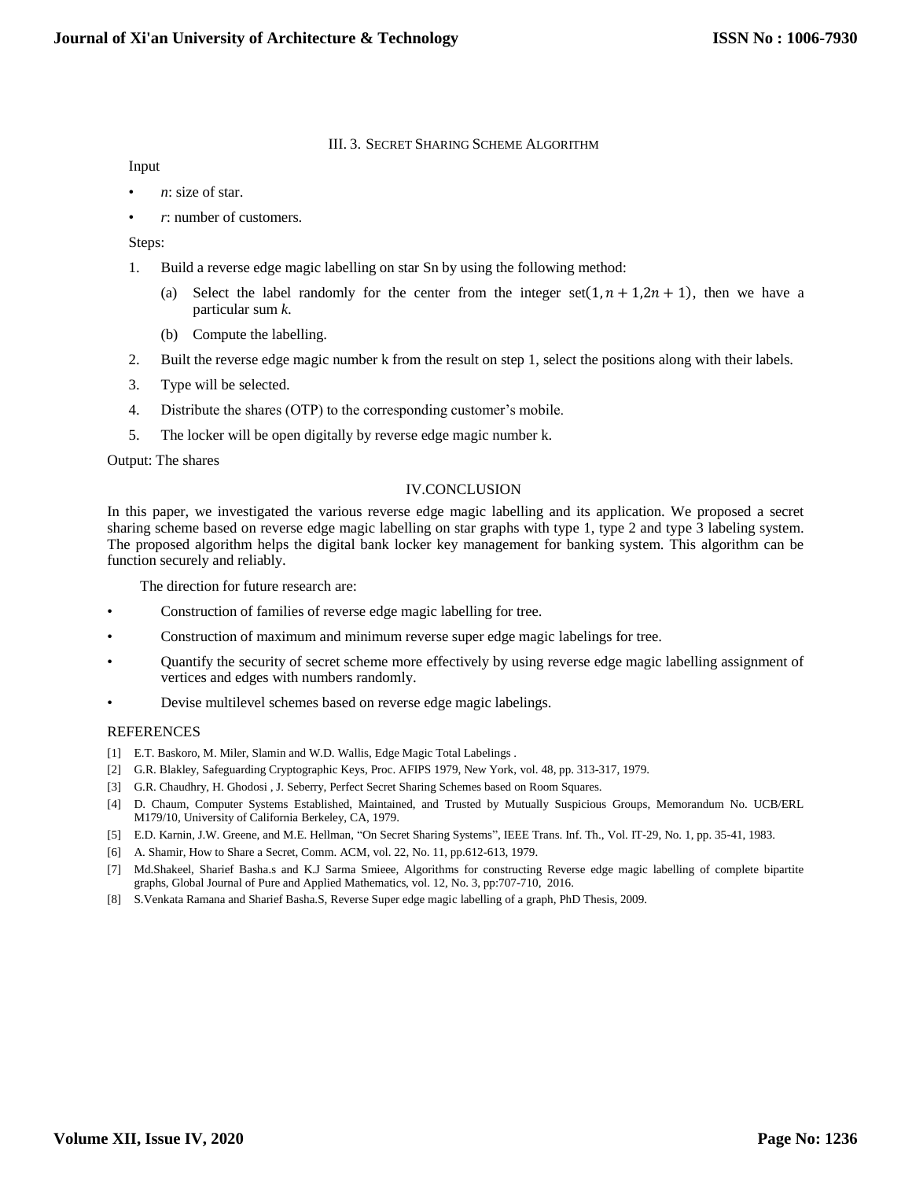### III. 3. Secret Sharing Scheme Algorithm

Input

- $n$: size of star.
- $r$: number of customers.

Steps:

1. Build a reverse edge magic labelling on star Sn by using the following method:
   - (a) Select the label randomly for the center from the integer set$(1, n+1, 2n+1)$, then we have a particular sum $k$.
   - (b) Compute the labelling.
2. Built the reverse edge magic number k from the result on step 1, select the positions along with their labels.
3. Type will be selected.
4. Distribute the shares (OTP) to the corresponding customer's mobile.
5. The locker will be open digitally by reverse edge magic number k.

Output: The shares

## IV. CONCLUSION

In this paper, we investigated the various reverse edge magic labelling and its application. We proposed a secret sharing scheme based on reverse edge magic labelling on star graphs with type 1, type 2 and type 3 labeling system. The proposed algorithm helps the digital bank locker key management for banking system. This algorithm can be function securely and reliably.

The direction for future research are:

- Construction of families of reverse edge magic labelling for tree.
- Construction of maximum and minimum reverse super edge magic labelings for tree.
- Quantify the security of secret scheme more effectively by using reverse edge magic labelling assignment of vertices and edges with numbers randomly.
- Devise multilevel schemes based on reverse edge magic labelings.

## REFERENCES

[1] E.T. Baskoro, M. Miler, Slamin and W.D. Wallis, Edge Magic Total Labelings .

[2] G.R. Blakley, Safeguarding Cryptographic Keys, Proc. AFIPS 1979, New York, vol. 48, pp. 313-317, 1979.

[3] G.R. Chaudhry, H. Ghodosi , J. Seberry, Perfect Secret Sharing Schemes based on Room Squares.

[4] D. Chaum, Computer Systems Established, Maintained, and Trusted by Mutually Suspicious Groups, Memorandum No. UCB/ERL M179/10, University of California Berkeley, CA, 1979.

[5] E.D. Karnin, J.W. Greene, and M.E. Hellman, "On Secret Sharing Systems", IEEE Trans. Inf. Th., Vol. IT-29, No. 1, pp. 35-41, 1983.

[6] A. Shamir, How to Share a Secret, Comm. ACM, vol. 22, No. 11, pp.612-613, 1979.

[7] Md.Shakeel, Sharief Basha.s and K.J Sarma Smieee, Algorithms for constructing Reverse edge magic labelling of complete bipartite graphs, Global Journal of Pure and Applied Mathematics, vol. 12, No. 3, pp:707-710, 2016.

[8] S.Venkata Ramana and Sharief Basha.S, Reverse Super edge magic labelling of a graph, PhD Thesis, 2009.